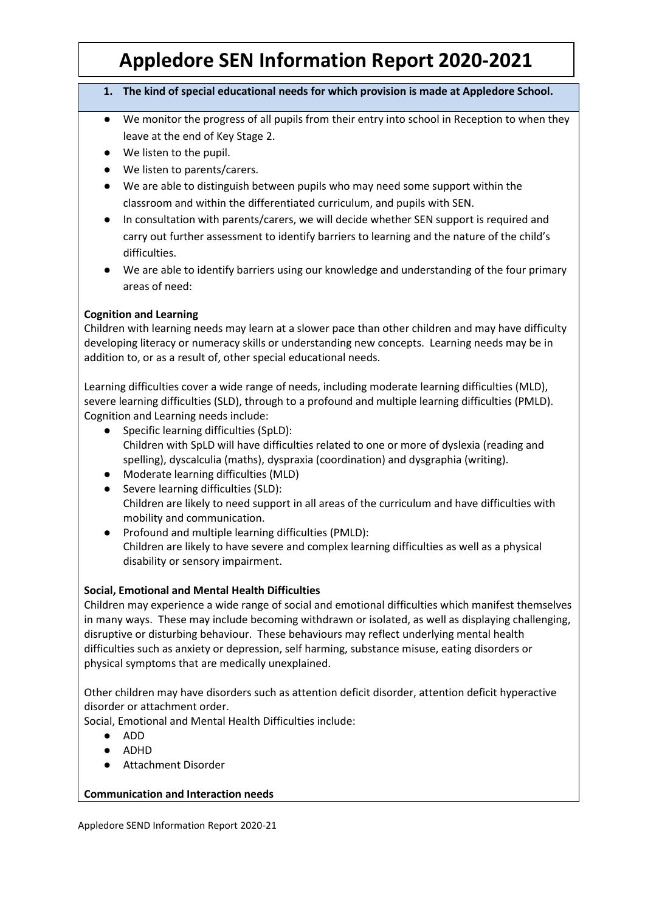# Appledore SEN Information Report 2020-2021

## 1. The kind of special educational needs for which provision is made at Appledore School.

- We monitor the progress of all pupils from their entry into school in Reception to when they leave at the end of Key Stage 2.
- We listen to the pupil.
- We listen to parents/carers.
- We are able to distinguish between pupils who may need some support within the classroom and within the differentiated curriculum, and pupils with SEN.
- In consultation with parents/carers, we will decide whether SEN support is required and carry out further assessment to identify barriers to learning and the nature of the child's difficulties.
- We are able to identify barriers using our knowledge and understanding of the four primary areas of need:

**Cognition and Learning**

Children with learning needs may learn at a slower pace than other children and may have difficulty developing literacy or numeracy skills or understanding new concepts. Learning needs may be in addition to, or as a result of, other special educational needs.

Learning difficulties cover a wide range of needs, including moderate learning difficulties (MLD), severe learning difficulties (SLD), through to a profound and multiple learning difficulties (PMLD). Cognition and Learning needs include:

- Specific learning difficulties (SpLD):
  Children with SpLD will have difficulties related to one or more of dyslexia (reading and spelling), dyscalculia (maths), dyspraxia (coordination) and dysgraphia (writing).
- Moderate learning difficulties (MLD)
- Severe learning difficulties (SLD):
  Children are likely to need support in all areas of the curriculum and have difficulties with mobility and communication.
- Profound and multiple learning difficulties (PMLD):
  Children are likely to have severe and complex learning difficulties as well as a physical disability or sensory impairment.

**Social, Emotional and Mental Health Difficulties**

Children may experience a wide range of social and emotional difficulties which manifest themselves in many ways. These may include becoming withdrawn or isolated, as well as displaying challenging, disruptive or disturbing behaviour. These behaviours may reflect underlying mental health difficulties such as anxiety or depression, self harming, substance misuse, eating disorders or physical symptoms that are medically unexplained.

Other children may have disorders such as attention deficit disorder, attention deficit hyperactive disorder or attachment order.

Social, Emotional and Mental Health Difficulties include:

- ADD
- ADHD
- Attachment Disorder

**Communication and Interaction needs**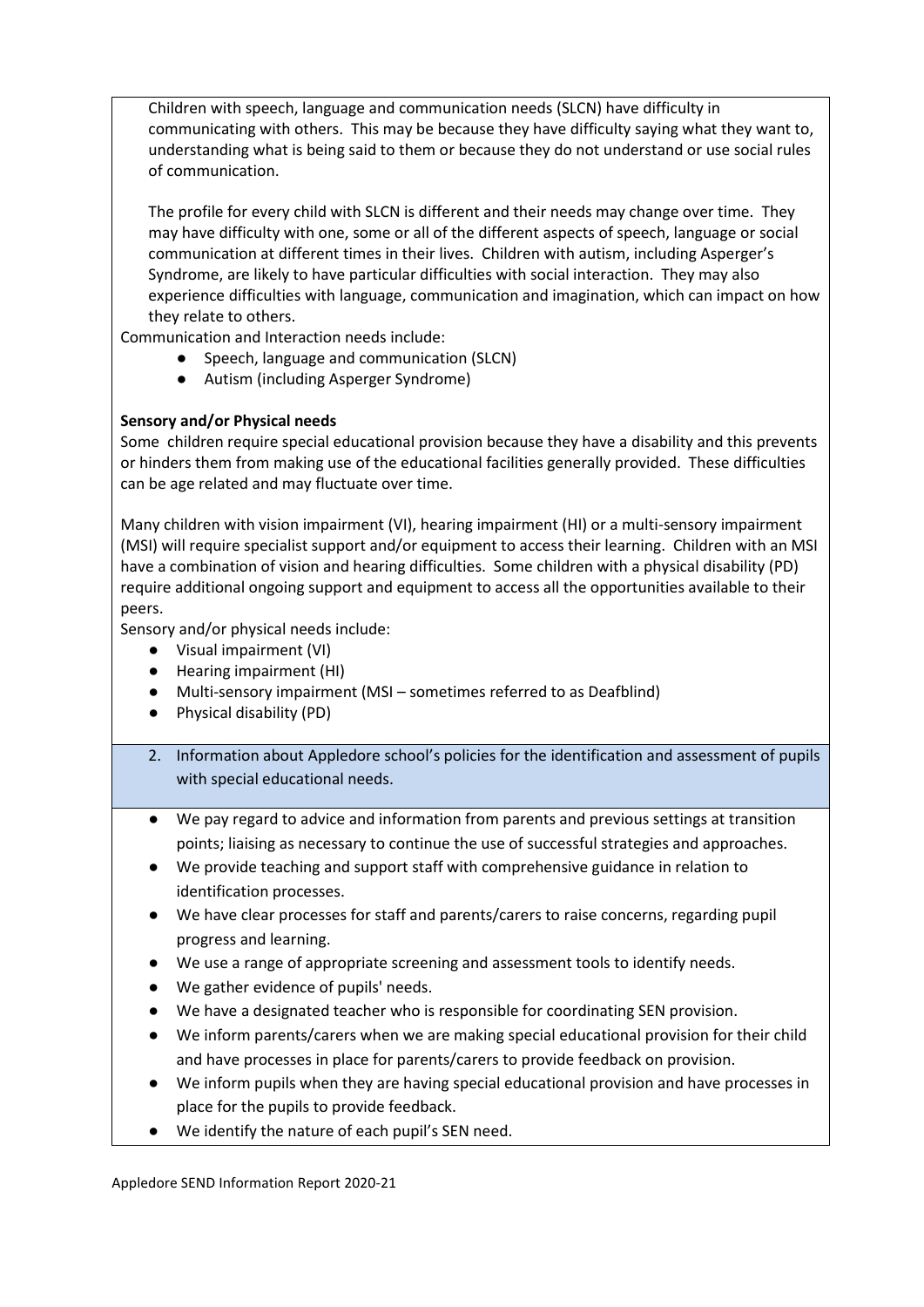Children with speech, language and communication needs (SLCN) have difficulty in communicating with others. This may be because they have difficulty saying what they want to, understanding what is being said to them or because they do not understand or use social rules of communication.

The profile for every child with SLCN is different and their needs may change over time. They may have difficulty with one, some or all of the different aspects of speech, language or social communication at different times in their lives. Children with autism, including Asperger's Syndrome, are likely to have particular difficulties with social interaction. They may also experience difficulties with language, communication and imagination, which can impact on how they relate to others.

Communication and Interaction needs include:

- Speech, language and communication (SLCN)
- Autism (including Asperger Syndrome)

**Sensory and/or Physical needs**

Some children require special educational provision because they have a disability and this prevents or hinders them from making use of the educational facilities generally provided. These difficulties can be age related and may fluctuate over time.

Many children with vision impairment (VI), hearing impairment (HI) or a multi-sensory impairment (MSI) will require specialist support and/or equipment to access their learning. Children with an MSI have a combination of vision and hearing difficulties. Some children with a physical disability (PD) require additional ongoing support and equipment to access all the opportunities available to their peers.

Sensory and/or physical needs include:

- Visual impairment (VI)
- Hearing impairment (HI)
- Multi-sensory impairment (MSI – sometimes referred to as Deafblind)
- Physical disability (PD)

2. Information about Appledore school's policies for the identification and assessment of pupils with special educational needs.

- We pay regard to advice and information from parents and previous settings at transition points; liaising as necessary to continue the use of successful strategies and approaches.
- We provide teaching and support staff with comprehensive guidance in relation to identification processes.
- We have clear processes for staff and parents/carers to raise concerns, regarding pupil progress and learning.
- We use a range of appropriate screening and assessment tools to identify needs.
- We gather evidence of pupils' needs.
- We have a designated teacher who is responsible for coordinating SEN provision.
- We inform parents/carers when we are making special educational provision for their child and have processes in place for parents/carers to provide feedback on provision.
- We inform pupils when they are having special educational provision and have processes in place for the pupils to provide feedback.
- We identify the nature of each pupil's SEN need.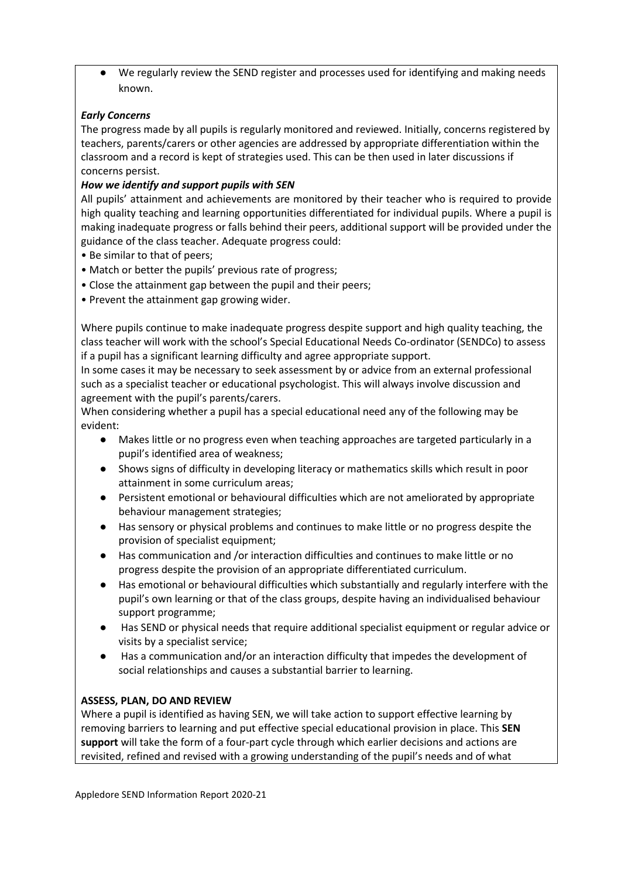- We regularly review the SEND register and processes used for identifying and making needs known.

***Early Concerns***

The progress made by all pupils is regularly monitored and reviewed. Initially, concerns registered by teachers, parents/carers or other agencies are addressed by appropriate differentiation within the classroom and a record is kept of strategies used. This can be then used in later discussions if concerns persist.

***How we identify and support pupils with SEN***

All pupils' attainment and achievements are monitored by their teacher who is required to provide high quality teaching and learning opportunities differentiated for individual pupils. Where a pupil is making inadequate progress or falls behind their peers, additional support will be provided under the guidance of the class teacher. Adequate progress could:

- Be similar to that of peers;
- Match or better the pupils' previous rate of progress;
- Close the attainment gap between the pupil and their peers;
- Prevent the attainment gap growing wider.

Where pupils continue to make inadequate progress despite support and high quality teaching, the class teacher will work with the school's Special Educational Needs Co-ordinator (SENDCo) to assess if a pupil has a significant learning difficulty and agree appropriate support.

In some cases it may be necessary to seek assessment by or advice from an external professional such as a specialist teacher or educational psychologist. This will always involve discussion and agreement with the pupil's parents/carers.

When considering whether a pupil has a special educational need any of the following may be evident:

- Makes little or no progress even when teaching approaches are targeted particularly in a pupil's identified area of weakness;
- Shows signs of difficulty in developing literacy or mathematics skills which result in poor attainment in some curriculum areas;
- Persistent emotional or behavioural difficulties which are not ameliorated by appropriate behaviour management strategies;
- Has sensory or physical problems and continues to make little or no progress despite the provision of specialist equipment;
- Has communication and /or interaction difficulties and continues to make little or no progress despite the provision of an appropriate differentiated curriculum.
- Has emotional or behavioural difficulties which substantially and regularly interfere with the pupil's own learning or that of the class groups, despite having an individualised behaviour support programme;
- Has SEND or physical needs that require additional specialist equipment or regular advice or visits by a specialist service;
- Has a communication and/or an interaction difficulty that impedes the development of social relationships and causes a substantial barrier to learning.

**ASSESS, PLAN, DO AND REVIEW**

Where a pupil is identified as having SEN, we will take action to support effective learning by removing barriers to learning and put effective special educational provision in place. This **SEN support** will take the form of a four-part cycle through which earlier decisions and actions are revisited, refined and revised with a growing understanding of the pupil's needs and of what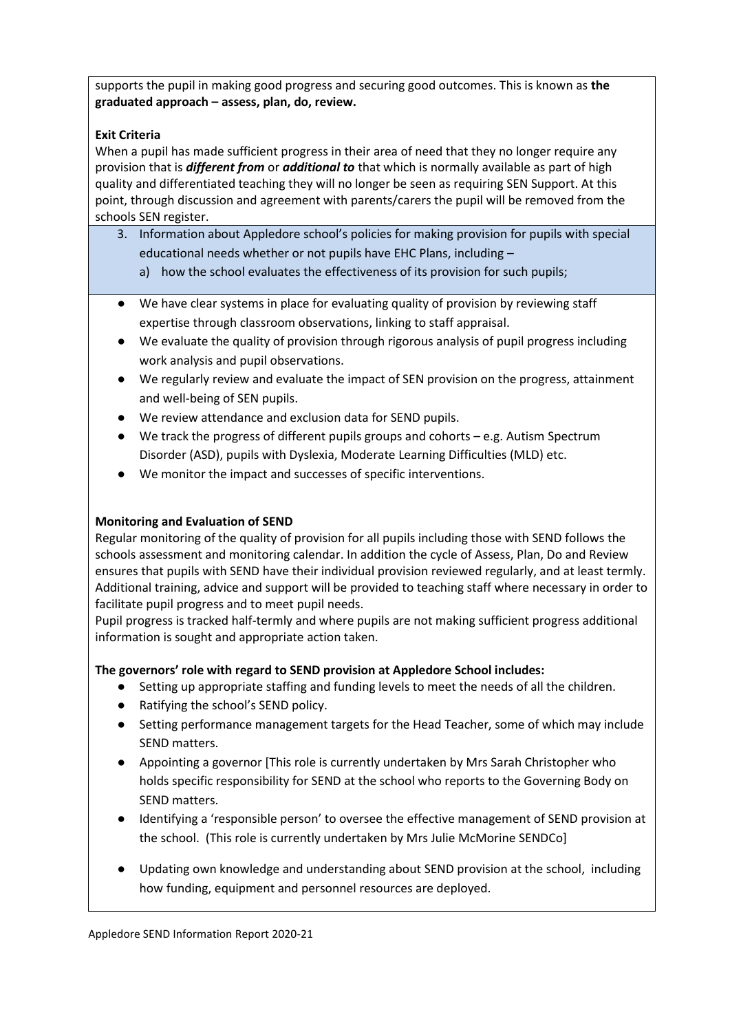supports the pupil in making good progress and securing good outcomes. This is known as **the graduated approach – assess, plan, do, review.**

**Exit Criteria**

When a pupil has made sufficient progress in their area of need that they no longer require any provision that is ***different from*** or ***additional to*** that which is normally available as part of high quality and differentiated teaching they will no longer be seen as requiring SEN Support. At this point, through discussion and agreement with parents/carers the pupil will be removed from the schools SEN register.

3. Information about Appledore school's policies for making provision for pupils with special educational needs whether or not pupils have EHC Plans, including –
   a) how the school evaluates the effectiveness of its provision for such pupils;

- We have clear systems in place for evaluating quality of provision by reviewing staff expertise through classroom observations, linking to staff appraisal.
- We evaluate the quality of provision through rigorous analysis of pupil progress including work analysis and pupil observations.
- We regularly review and evaluate the impact of SEN provision on the progress, attainment and well-being of SEN pupils.
- We review attendance and exclusion data for SEND pupils.
- We track the progress of different pupils groups and cohorts – e.g. Autism Spectrum Disorder (ASD), pupils with Dyslexia, Moderate Learning Difficulties (MLD) etc.
- We monitor the impact and successes of specific interventions.

**Monitoring and Evaluation of SEND**

Regular monitoring of the quality of provision for all pupils including those with SEND follows the schools assessment and monitoring calendar. In addition the cycle of Assess, Plan, Do and Review ensures that pupils with SEND have their individual provision reviewed regularly, and at least termly. Additional training, advice and support will be provided to teaching staff where necessary in order to facilitate pupil progress and to meet pupil needs.

Pupil progress is tracked half-termly and where pupils are not making sufficient progress additional information is sought and appropriate action taken.

**The governors' role with regard to SEND provision at Appledore School includes:**

- Setting up appropriate staffing and funding levels to meet the needs of all the children.
- Ratifying the school's SEND policy.
- Setting performance management targets for the Head Teacher, some of which may include SEND matters.
- Appointing a governor [This role is currently undertaken by Mrs Sarah Christopher who holds specific responsibility for SEND at the school who reports to the Governing Body on SEND matters.
- Identifying a 'responsible person' to oversee the effective management of SEND provision at the school. (This role is currently undertaken by Mrs Julie McMorine SENDCo]
- Updating own knowledge and understanding about SEND provision at the school, including how funding, equipment and personnel resources are deployed.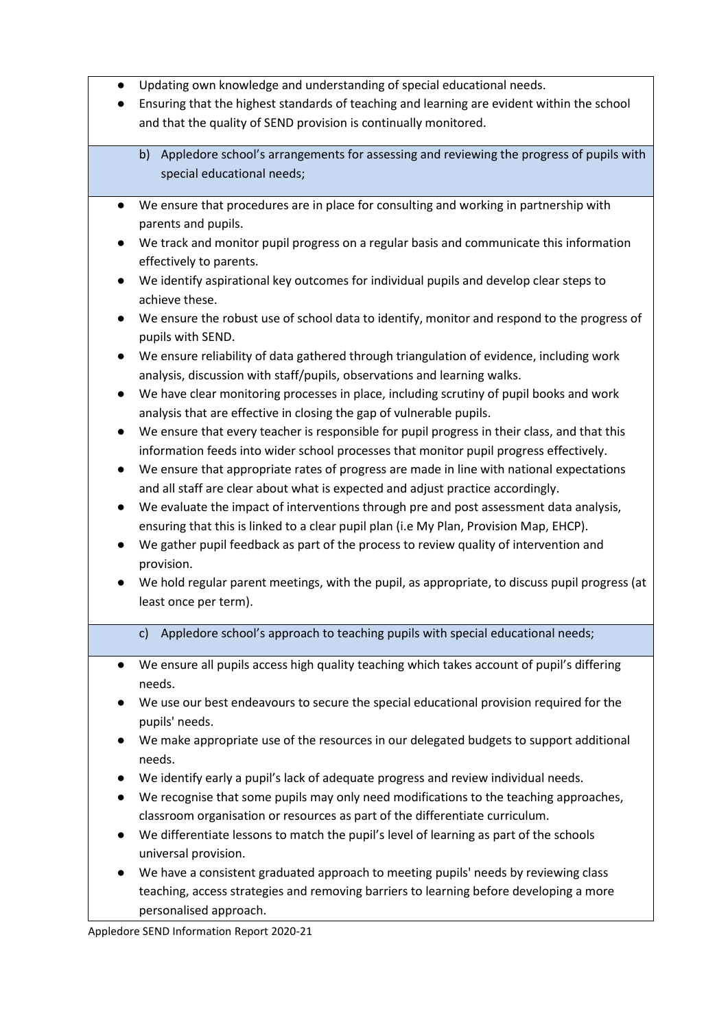- Updating own knowledge and understanding of special educational needs.
- Ensuring that the highest standards of teaching and learning are evident within the school and that the quality of SEND provision is continually monitored.

b) Appledore school's arrangements for assessing and reviewing the progress of pupils with special educational needs;

- We ensure that procedures are in place for consulting and working in partnership with parents and pupils.
- We track and monitor pupil progress on a regular basis and communicate this information effectively to parents.
- We identify aspirational key outcomes for individual pupils and develop clear steps to achieve these.
- We ensure the robust use of school data to identify, monitor and respond to the progress of pupils with SEND.
- We ensure reliability of data gathered through triangulation of evidence, including work analysis, discussion with staff/pupils, observations and learning walks.
- We have clear monitoring processes in place, including scrutiny of pupil books and work analysis that are effective in closing the gap of vulnerable pupils.
- We ensure that every teacher is responsible for pupil progress in their class, and that this information feeds into wider school processes that monitor pupil progress effectively.
- We ensure that appropriate rates of progress are made in line with national expectations and all staff are clear about what is expected and adjust practice accordingly.
- We evaluate the impact of interventions through pre and post assessment data analysis, ensuring that this is linked to a clear pupil plan (i.e My Plan, Provision Map, EHCP).
- We gather pupil feedback as part of the process to review quality of intervention and provision.
- We hold regular parent meetings, with the pupil, as appropriate, to discuss pupil progress (at least once per term).

c) Appledore school's approach to teaching pupils with special educational needs;

- We ensure all pupils access high quality teaching which takes account of pupil's differing needs.
- We use our best endeavours to secure the special educational provision required for the pupils' needs.
- We make appropriate use of the resources in our delegated budgets to support additional needs.
- We identify early a pupil's lack of adequate progress and review individual needs.
- We recognise that some pupils may only need modifications to the teaching approaches, classroom organisation or resources as part of the differentiate curriculum.
- We differentiate lessons to match the pupil's level of learning as part of the schools universal provision.
- We have a consistent graduated approach to meeting pupils' needs by reviewing class teaching, access strategies and removing barriers to learning before developing a more personalised approach.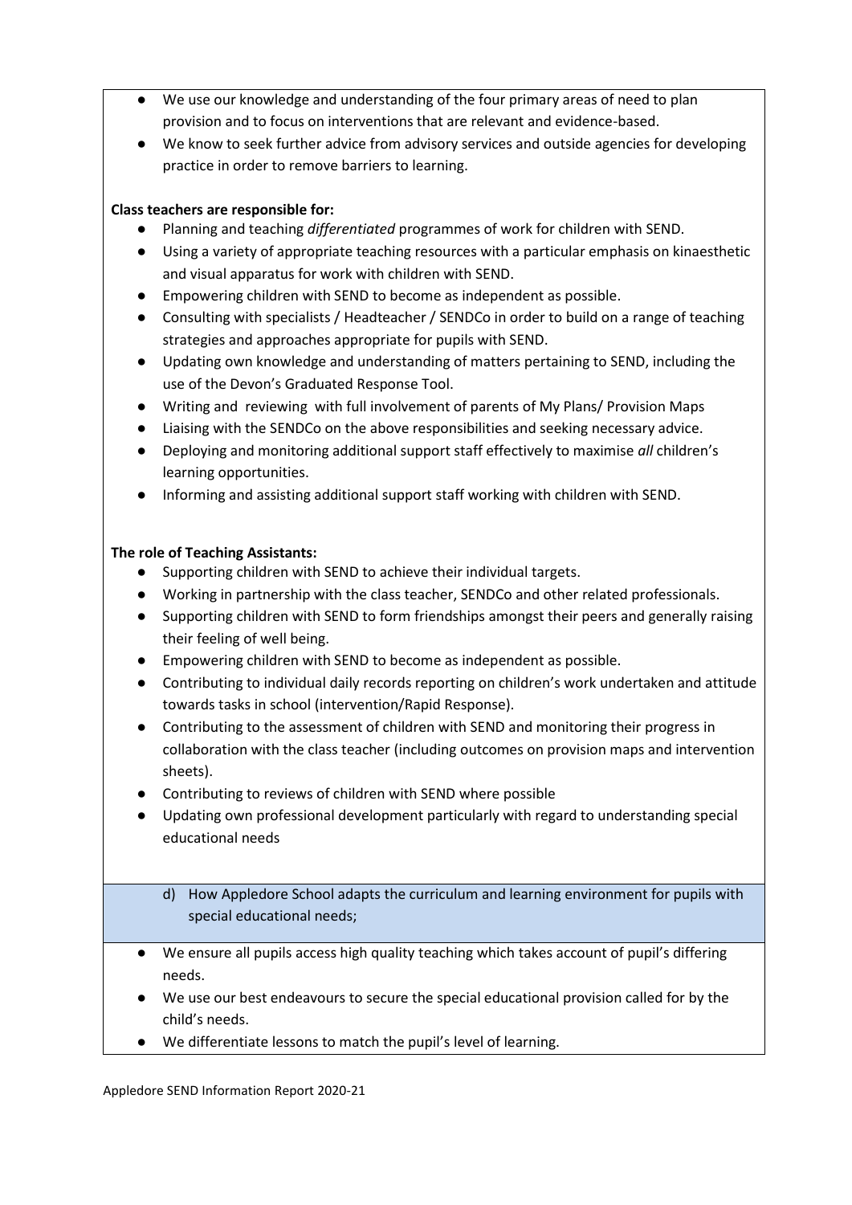- We use our knowledge and understanding of the four primary areas of need to plan provision and to focus on interventions that are relevant and evidence-based.
- We know to seek further advice from advisory services and outside agencies for developing practice in order to remove barriers to learning.

**Class teachers are responsible for:**

- Planning and teaching *differentiated* programmes of work for children with SEND.
- Using a variety of appropriate teaching resources with a particular emphasis on kinaesthetic and visual apparatus for work with children with SEND.
- Empowering children with SEND to become as independent as possible.
- Consulting with specialists / Headteacher / SENDCo in order to build on a range of teaching strategies and approaches appropriate for pupils with SEND.
- Updating own knowledge and understanding of matters pertaining to SEND, including the use of the Devon's Graduated Response Tool.
- Writing and reviewing with full involvement of parents of My Plans/ Provision Maps
- Liaising with the SENDCo on the above responsibilities and seeking necessary advice.
- Deploying and monitoring additional support staff effectively to maximise *all* children's learning opportunities.
- Informing and assisting additional support staff working with children with SEND.

**The role of Teaching Assistants:**

- Supporting children with SEND to achieve their individual targets.
- Working in partnership with the class teacher, SENDCo and other related professionals.
- Supporting children with SEND to form friendships amongst their peers and generally raising their feeling of well being.
- Empowering children with SEND to become as independent as possible.
- Contributing to individual daily records reporting on children's work undertaken and attitude towards tasks in school (intervention/Rapid Response).
- Contributing to the assessment of children with SEND and monitoring their progress in collaboration with the class teacher (including outcomes on provision maps and intervention sheets).
- Contributing to reviews of children with SEND where possible
- Updating own professional development particularly with regard to understanding special educational needs

d) How Appledore School adapts the curriculum and learning environment for pupils with special educational needs;

- We ensure all pupils access high quality teaching which takes account of pupil's differing needs.
- We use our best endeavours to secure the special educational provision called for by the child's needs.
- We differentiate lessons to match the pupil's level of learning.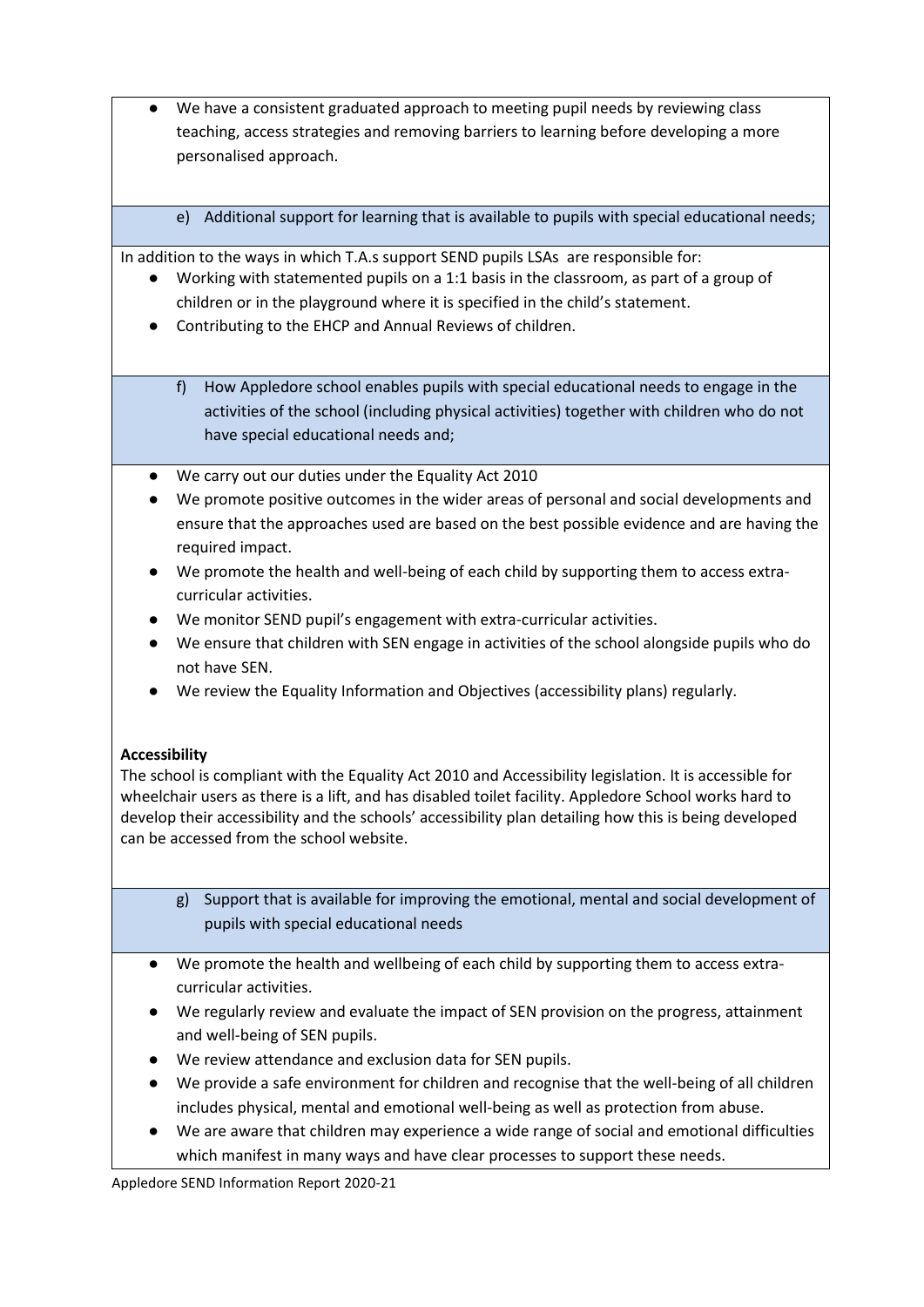- We have a consistent graduated approach to meeting pupil needs by reviewing class teaching, access strategies and removing barriers to learning before developing a more personalised approach.

e) Additional support for learning that is available to pupils with special educational needs;

In addition to the ways in which T.A.s support SEND pupils LSAs are responsible for:

- Working with statemented pupils on a 1:1 basis in the classroom, as part of a group of children or in the playground where it is specified in the child's statement.
- Contributing to the EHCP and Annual Reviews of children.

f) How Appledore school enables pupils with special educational needs to engage in the activities of the school (including physical activities) together with children who do not have special educational needs and;

- We carry out our duties under the Equality Act 2010
- We promote positive outcomes in the wider areas of personal and social developments and ensure that the approaches used are based on the best possible evidence and are having the required impact.
- We promote the health and well-being of each child by supporting them to access extra-curricular activities.
- We monitor SEND pupil's engagement with extra-curricular activities.
- We ensure that children with SEN engage in activities of the school alongside pupils who do not have SEN.
- We review the Equality Information and Objectives (accessibility plans) regularly.

**Accessibility**

The school is compliant with the Equality Act 2010 and Accessibility legislation. It is accessible for wheelchair users as there is a lift, and has disabled toilet facility. Appledore School works hard to develop their accessibility and the schools' accessibility plan detailing how this is being developed can be accessed from the school website.

g) Support that is available for improving the emotional, mental and social development of pupils with special educational needs

- We promote the health and wellbeing of each child by supporting them to access extra-curricular activities.
- We regularly review and evaluate the impact of SEN provision on the progress, attainment and well-being of SEN pupils.
- We review attendance and exclusion data for SEN pupils.
- We provide a safe environment for children and recognise that the well-being of all children includes physical, mental and emotional well-being as well as protection from abuse.
- We are aware that children may experience a wide range of social and emotional difficulties which manifest in many ways and have clear processes to support these needs.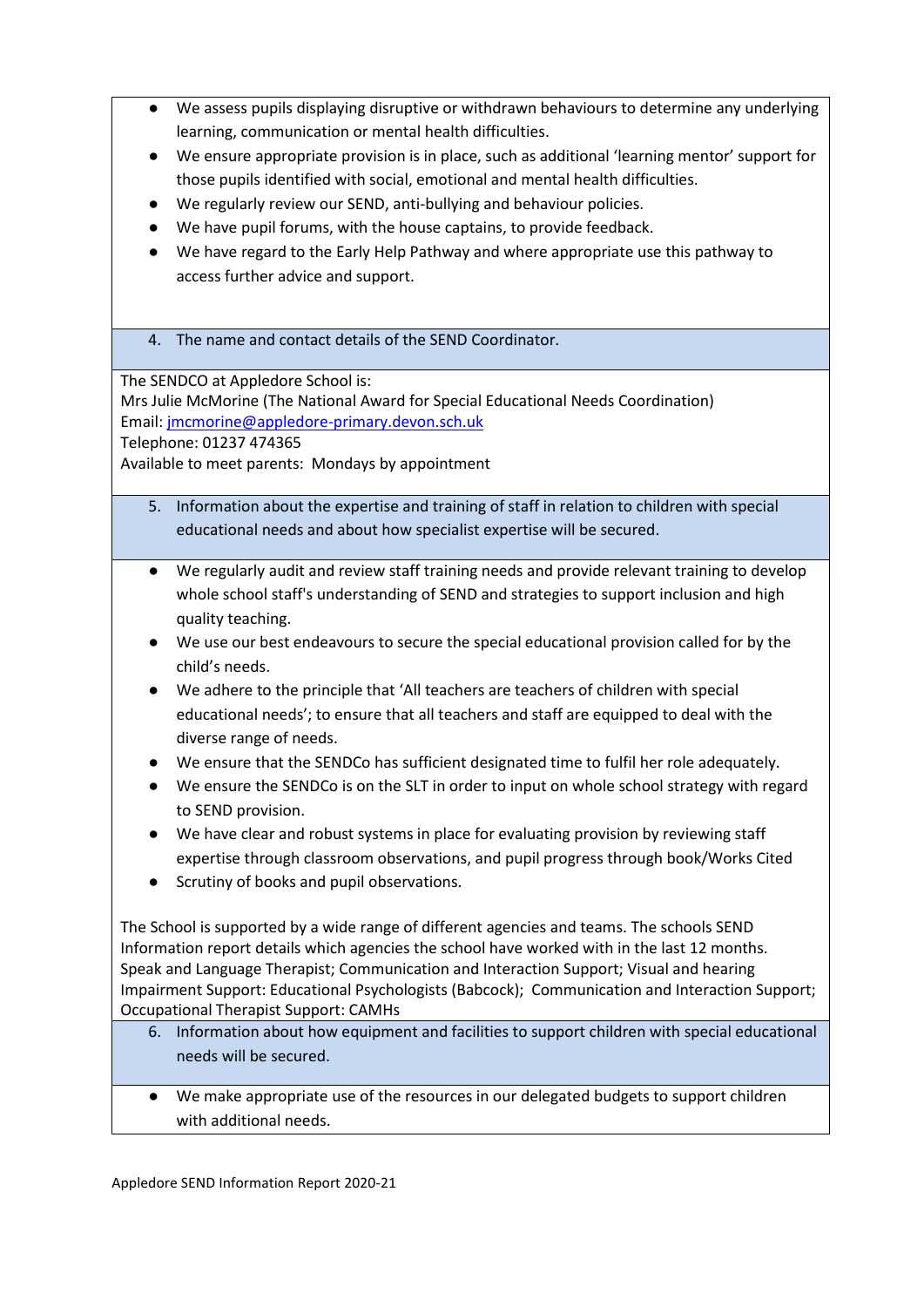- We assess pupils displaying disruptive or withdrawn behaviours to determine any underlying learning, communication or mental health difficulties.
- We ensure appropriate provision is in place, such as additional 'learning mentor' support for those pupils identified with social, emotional and mental health difficulties.
- We regularly review our SEND, anti-bullying and behaviour policies.
- We have pupil forums, with the house captains, to provide feedback.
- We have regard to the Early Help Pathway and where appropriate use this pathway to access further advice and support.

### 4. The name and contact details of the SEND Coordinator.

The SENDCO at Appledore School is:
Mrs Julie McMorine (The National Award for Special Educational Needs Coordination)
Email: jmcmorine@appledore-primary.devon.sch.uk
Telephone: 01237 474365
Available to meet parents: Mondays by appointment

### 5. Information about the expertise and training of staff in relation to children with special educational needs and about how specialist expertise will be secured.

- We regularly audit and review staff training needs and provide relevant training to develop whole school staff's understanding of SEND and strategies to support inclusion and high quality teaching.
- We use our best endeavours to secure the special educational provision called for by the child's needs.
- We adhere to the principle that 'All teachers are teachers of children with special educational needs'; to ensure that all teachers and staff are equipped to deal with the diverse range of needs.
- We ensure that the SENDCo has sufficient designated time to fulfil her role adequately.
- We ensure the SENDCo is on the SLT in order to input on whole school strategy with regard to SEND provision.
- We have clear and robust systems in place for evaluating provision by reviewing staff expertise through classroom observations, and pupil progress through book/Works Cited
- Scrutiny of books and pupil observations.

The School is supported by a wide range of different agencies and teams. The schools SEND Information report details which agencies the school have worked with in the last 12 months. Speak and Language Therapist; Communication and Interaction Support; Visual and hearing Impairment Support: Educational Psychologists (Babcock); Communication and Interaction Support; Occupational Therapist Support: CAMHs

### 6. Information about how equipment and facilities to support children with special educational needs will be secured.

- We make appropriate use of the resources in our delegated budgets to support children with additional needs.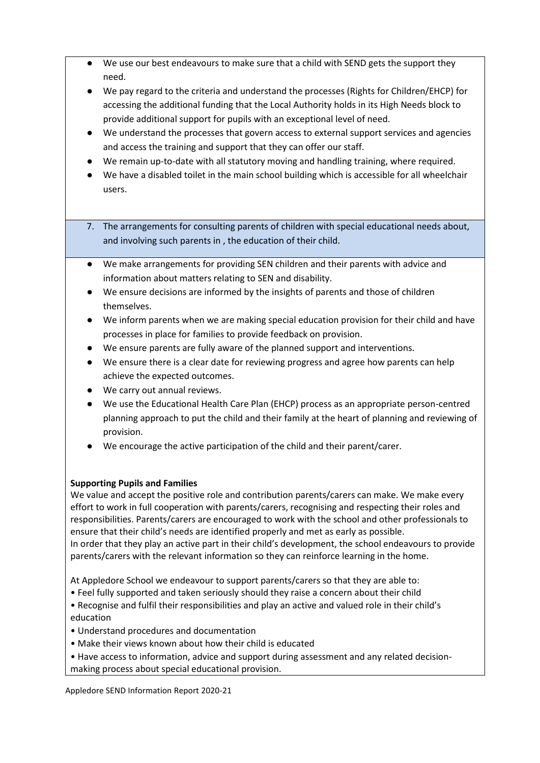- We use our best endeavours to make sure that a child with SEND gets the support they need.
- We pay regard to the criteria and understand the processes (Rights for Children/EHCP) for accessing the additional funding that the Local Authority holds in its High Needs block to provide additional support for pupils with an exceptional level of need.
- We understand the processes that govern access to external support services and agencies and access the training and support that they can offer our staff.
- We remain up-to-date with all statutory moving and handling training, where required.
- We have a disabled toilet in the main school building which is accessible for all wheelchair users.

7. The arrangements for consulting parents of children with special educational needs about, and involving such parents in , the education of their child.

- We make arrangements for providing SEN children and their parents with advice and information about matters relating to SEN and disability.
- We ensure decisions are informed by the insights of parents and those of children themselves.
- We inform parents when we are making special education provision for their child and have processes in place for families to provide feedback on provision.
- We ensure parents are fully aware of the planned support and interventions.
- We ensure there is a clear date for reviewing progress and agree how parents can help achieve the expected outcomes.
- We carry out annual reviews.
- We use the Educational Health Care Plan (EHCP) process as an appropriate person-centred planning approach to put the child and their family at the heart of planning and reviewing of provision.
- We encourage the active participation of the child and their parent/carer.

**Supporting Pupils and Families**

We value and accept the positive role and contribution parents/carers can make. We make every effort to work in full cooperation with parents/carers, recognising and respecting their roles and responsibilities. Parents/carers are encouraged to work with the school and other professionals to ensure that their child's needs are identified properly and met as early as possible.
In order that they play an active part in their child's development, the school endeavours to provide parents/carers with the relevant information so they can reinforce learning in the home.

At Appledore School we endeavour to support parents/carers so that they are able to:

- Feel fully supported and taken seriously should they raise a concern about their child
- Recognise and fulfil their responsibilities and play an active and valued role in their child's education
- Understand procedures and documentation
- Make their views known about how their child is educated
- Have access to information, advice and support during assessment and any related decision-making process about special educational provision.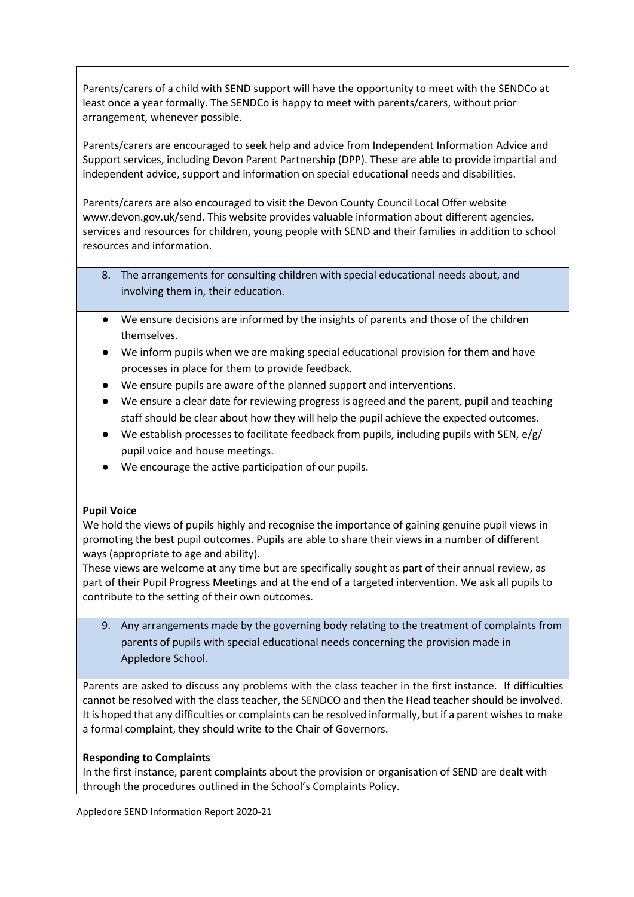Parents/carers of a child with SEND support will have the opportunity to meet with the SENDCo at least once a year formally. The SENDCo is happy to meet with parents/carers, without prior arrangement, whenever possible.

Parents/carers are encouraged to seek help and advice from Independent Information Advice and Support services, including Devon Parent Partnership (DPP). These are able to provide impartial and independent advice, support and information on special educational needs and disabilities.

Parents/carers are also encouraged to visit the Devon County Council Local Offer website www.devon.gov.uk/send. This website provides valuable information about different agencies, services and resources for children, young people with SEND and their families in addition to school resources and information.

8. The arrangements for consulting children with special educational needs about, and involving them in, their education.

- We ensure decisions are informed by the insights of parents and those of the children themselves.
- We inform pupils when we are making special educational provision for them and have processes in place for them to provide feedback.
- We ensure pupils are aware of the planned support and interventions.
- We ensure a clear date for reviewing progress is agreed and the parent, pupil and teaching staff should be clear about how they will help the pupil achieve the expected outcomes.
- We establish processes to facilitate feedback from pupils, including pupils with SEN, e/g/ pupil voice and house meetings.
- We encourage the active participation of our pupils.

**Pupil Voice**

We hold the views of pupils highly and recognise the importance of gaining genuine pupil views in promoting the best pupil outcomes. Pupils are able to share their views in a number of different ways (appropriate to age and ability).

These views are welcome at any time but are specifically sought as part of their annual review, as part of their Pupil Progress Meetings and at the end of a targeted intervention. We ask all pupils to contribute to the setting of their own outcomes.

9. Any arrangements made by the governing body relating to the treatment of complaints from parents of pupils with special educational needs concerning the provision made in Appledore School.

Parents are asked to discuss any problems with the class teacher in the first instance. If difficulties cannot be resolved with the class teacher, the SENDCO and then the Head teacher should be involved. It is hoped that any difficulties or complaints can be resolved informally, but if a parent wishes to make a formal complaint, they should write to the Chair of Governors.

**Responding to Complaints**

In the first instance, parent complaints about the provision or organisation of SEND are dealt with through the procedures outlined in the School's Complaints Policy.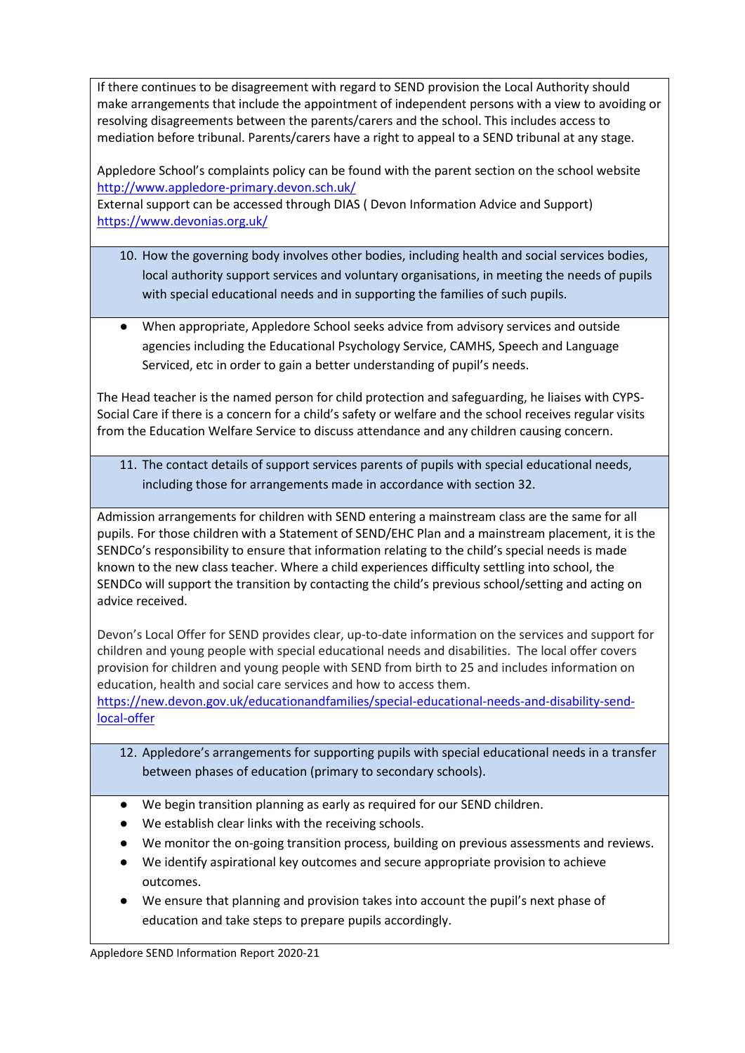If there continues to be disagreement with regard to SEND provision the Local Authority should make arrangements that include the appointment of independent persons with a view to avoiding or resolving disagreements between the parents/carers and the school. This includes access to mediation before tribunal. Parents/carers have a right to appeal to a SEND tribunal at any stage.

Appledore School's complaints policy can be found with the parent section on the school website http://www.appledore-primary.devon.sch.uk/
External support can be accessed through DIAS ( Devon Information Advice and Support) https://www.devonias.org.uk/

### 10. How the governing body involves other bodies, including health and social services bodies, local authority support services and voluntary organisations, in meeting the needs of pupils with special educational needs and in supporting the families of such pupils.

- When appropriate, Appledore School seeks advice from advisory services and outside agencies including the Educational Psychology Service, CAMHS, Speech and Language Serviced, etc in order to gain a better understanding of pupil's needs.

The Head teacher is the named person for child protection and safeguarding, he liaises with CYPS-Social Care if there is a concern for a child's safety or welfare and the school receives regular visits from the Education Welfare Service to discuss attendance and any children causing concern.

### 11. The contact details of support services parents of pupils with special educational needs, including those for arrangements made in accordance with section 32.

Admission arrangements for children with SEND entering a mainstream class are the same for all pupils. For those children with a Statement of SEND/EHC Plan and a mainstream placement, it is the SENDCo's responsibility to ensure that information relating to the child's special needs is made known to the new class teacher. Where a child experiences difficulty settling into school, the SENDCo will support the transition by contacting the child's previous school/setting and acting on advice received.

Devon's Local Offer for SEND provides clear, up-to-date information on the services and support for children and young people with special educational needs and disabilities. The local offer covers provision for children and young people with SEND from birth to 25 and includes information on education, health and social care services and how to access them.
https://new.devon.gov.uk/educationandfamilies/special-educational-needs-and-disability-send-local-offer

### 12. Appledore's arrangements for supporting pupils with special educational needs in a transfer between phases of education (primary to secondary schools).

- We begin transition planning as early as required for our SEND children.
- We establish clear links with the receiving schools.
- We monitor the on-going transition process, building on previous assessments and reviews.
- We identify aspirational key outcomes and secure appropriate provision to achieve outcomes.
- We ensure that planning and provision takes into account the pupil's next phase of education and take steps to prepare pupils accordingly.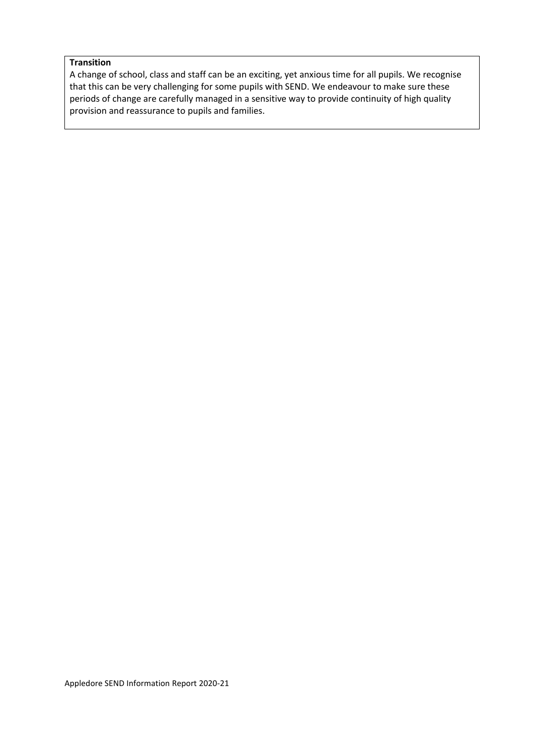**Transition**

A change of school, class and staff can be an exciting, yet anxious time for all pupils. We recognise that this can be very challenging for some pupils with SEND. We endeavour to make sure these periods of change are carefully managed in a sensitive way to provide continuity of high quality provision and reassurance to pupils and families.